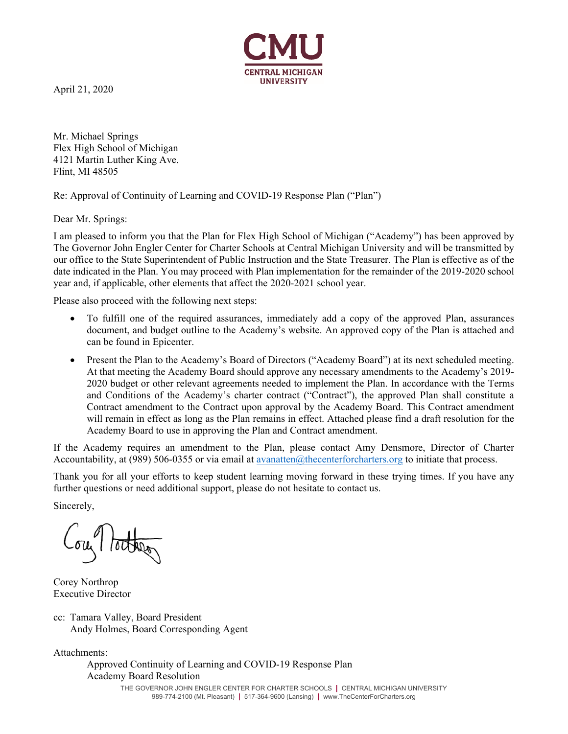April 21, 2020

Mr. Michael Springs
Flex High School of Michigan
4121 Martin Luther King Ave.
Flint, MI 48505

Re: Approval of Continuity of Learning and COVID-19 Response Plan ("Plan")

Dear Mr. Springs:

I am pleased to inform you that the Plan for Flex High School of Michigan ("Academy") has been approved by The Governor John Engler Center for Charter Schools at Central Michigan University and will be transmitted by our office to the State Superintendent of Public Instruction and the State Treasurer. The Plan is effective as of the date indicated in the Plan. You may proceed with Plan implementation for the remainder of the 2019-2020 school year and, if applicable, other elements that affect the 2020-2021 school year.

Please also proceed with the following next steps:

- To fulfill one of the required assurances, immediately add a copy of the approved Plan, assurances document, and budget outline to the Academy's website. An approved copy of the Plan is attached and can be found in Epicenter.
- Present the Plan to the Academy's Board of Directors ("Academy Board") at its next scheduled meeting. At that meeting the Academy Board should approve any necessary amendments to the Academy's 2019-2020 budget or other relevant agreements needed to implement the Plan. In accordance with the Terms and Conditions of the Academy's charter contract ("Contract"), the approved Plan shall constitute a Contract amendment to the Contract upon approval by the Academy Board. This Contract amendment will remain in effect as long as the Plan remains in effect. Attached please find a draft resolution for the Academy Board to use in approving the Plan and Contract amendment.

If the Academy requires an amendment to the Plan, please contact Amy Densmore, Director of Charter Accountability, at (989) 506-0355 or via email at avanatten@thecenterforcharters.org to initiate that process.

Thank you for all your efforts to keep student learning moving forward in these trying times. If you have any further questions or need additional support, please do not hesitate to contact us.

Sincerely,

Corey Northrop
Executive Director

cc: Tamara Valley, Board President
Andy Holmes, Board Corresponding Agent

Attachments:
Approved Continuity of Learning and COVID-19 Response Plan
Academy Board Resolution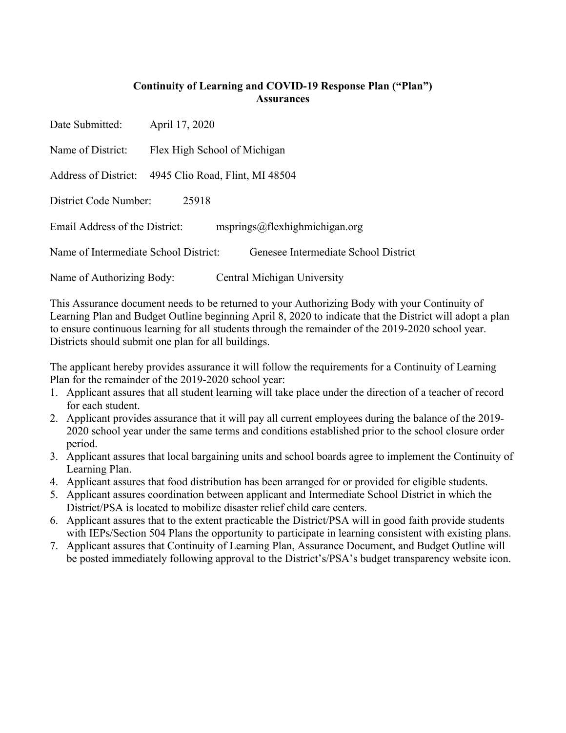## Continuity of Learning and COVID-19 Response Plan ("Plan") Assurances

Date Submitted: April 17, 2020

Name of District: Flex High School of Michigan

Address of District: 4945 Clio Road, Flint, MI 48504

District Code Number: 25918

Email Address of the District: msprings@flexhighmichigan.org

Name of Intermediate School District: Genesee Intermediate School District

Name of Authorizing Body: Central Michigan University

This Assurance document needs to be returned to your Authorizing Body with your Continuity of Learning Plan and Budget Outline beginning April 8, 2020 to indicate that the District will adopt a plan to ensure continuous learning for all students through the remainder of the 2019-2020 school year. Districts should submit one plan for all buildings.

The applicant hereby provides assurance it will follow the requirements for a Continuity of Learning Plan for the remainder of the 2019-2020 school year:

1. Applicant assures that all student learning will take place under the direction of a teacher of record for each student.
2. Applicant provides assurance that it will pay all current employees during the balance of the 2019-2020 school year under the same terms and conditions established prior to the school closure order period.
3. Applicant assures that local bargaining units and school boards agree to implement the Continuity of Learning Plan.
4. Applicant assures that food distribution has been arranged for or provided for eligible students.
5. Applicant assures coordination between applicant and Intermediate School District in which the District/PSA is located to mobilize disaster relief child care centers.
6. Applicant assures that to the extent practicable the District/PSA will in good faith provide students with IEPs/Section 504 Plans the opportunity to participate in learning consistent with existing plans.
7. Applicant assures that Continuity of Learning Plan, Assurance Document, and Budget Outline will be posted immediately following approval to the District's/PSA's budget transparency website icon.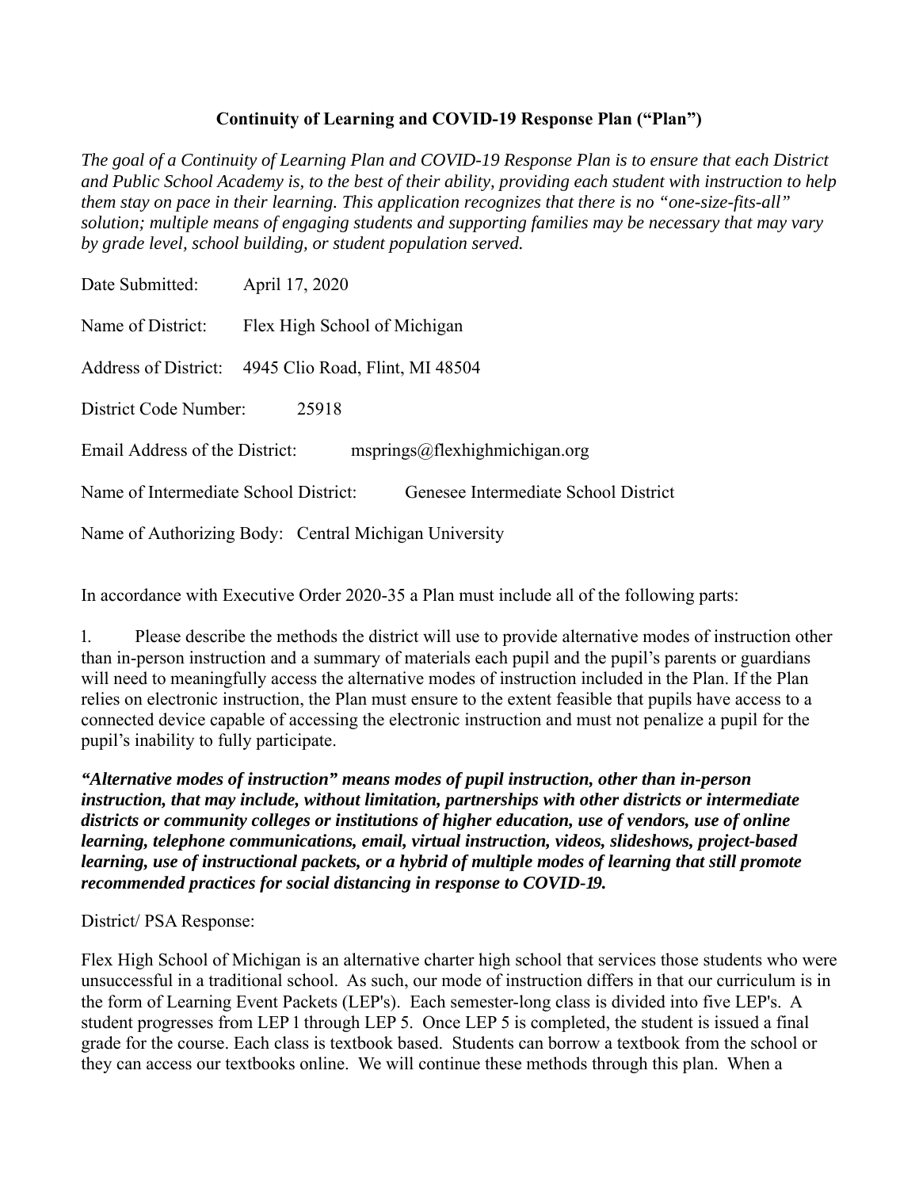**Continuity of Learning and COVID-19 Response Plan ("Plan")**

*The goal of a Continuity of Learning Plan and COVID-19 Response Plan is to ensure that each District and Public School Academy is, to the best of their ability, providing each student with instruction to help them stay on pace in their learning. This application recognizes that there is no "one-size-fits-all" solution; multiple means of engaging students and supporting families may be necessary that may vary by grade level, school building, or student population served.*

Date Submitted: April 17, 2020

Name of District: Flex High School of Michigan

Address of District: 4945 Clio Road, Flint, MI 48504

District Code Number: 25918

Email Address of the District: msprings@flexhighmichigan.org

Name of Intermediate School District: Genesee Intermediate School District

Name of Authorizing Body: Central Michigan University

In accordance with Executive Order 2020-35 a Plan must include all of the following parts:

1. Please describe the methods the district will use to provide alternative modes of instruction other than in-person instruction and a summary of materials each pupil and the pupil's parents or guardians will need to meaningfully access the alternative modes of instruction included in the Plan. If the Plan relies on electronic instruction, the Plan must ensure to the extent feasible that pupils have access to a connected device capable of accessing the electronic instruction and must not penalize a pupil for the pupil's inability to fully participate.

***"Alternative modes of instruction" means modes of pupil instruction, other than in-person instruction, that may include, without limitation, partnerships with other districts or intermediate districts or community colleges or institutions of higher education, use of vendors, use of online learning, telephone communications, email, virtual instruction, videos, slideshows, project-based learning, use of instructional packets, or a hybrid of multiple modes of learning that still promote recommended practices for social distancing in response to COVID-19.***

District/ PSA Response:

Flex High School of Michigan is an alternative charter high school that services those students who were unsuccessful in a traditional school. As such, our mode of instruction differs in that our curriculum is in the form of Learning Event Packets (LEP's). Each semester-long class is divided into five LEP's. A student progresses from LEP 1 through LEP 5. Once LEP 5 is completed, the student is issued a final grade for the course. Each class is textbook based. Students can borrow a textbook from the school or they can access our textbooks online. We will continue these methods through this plan. When a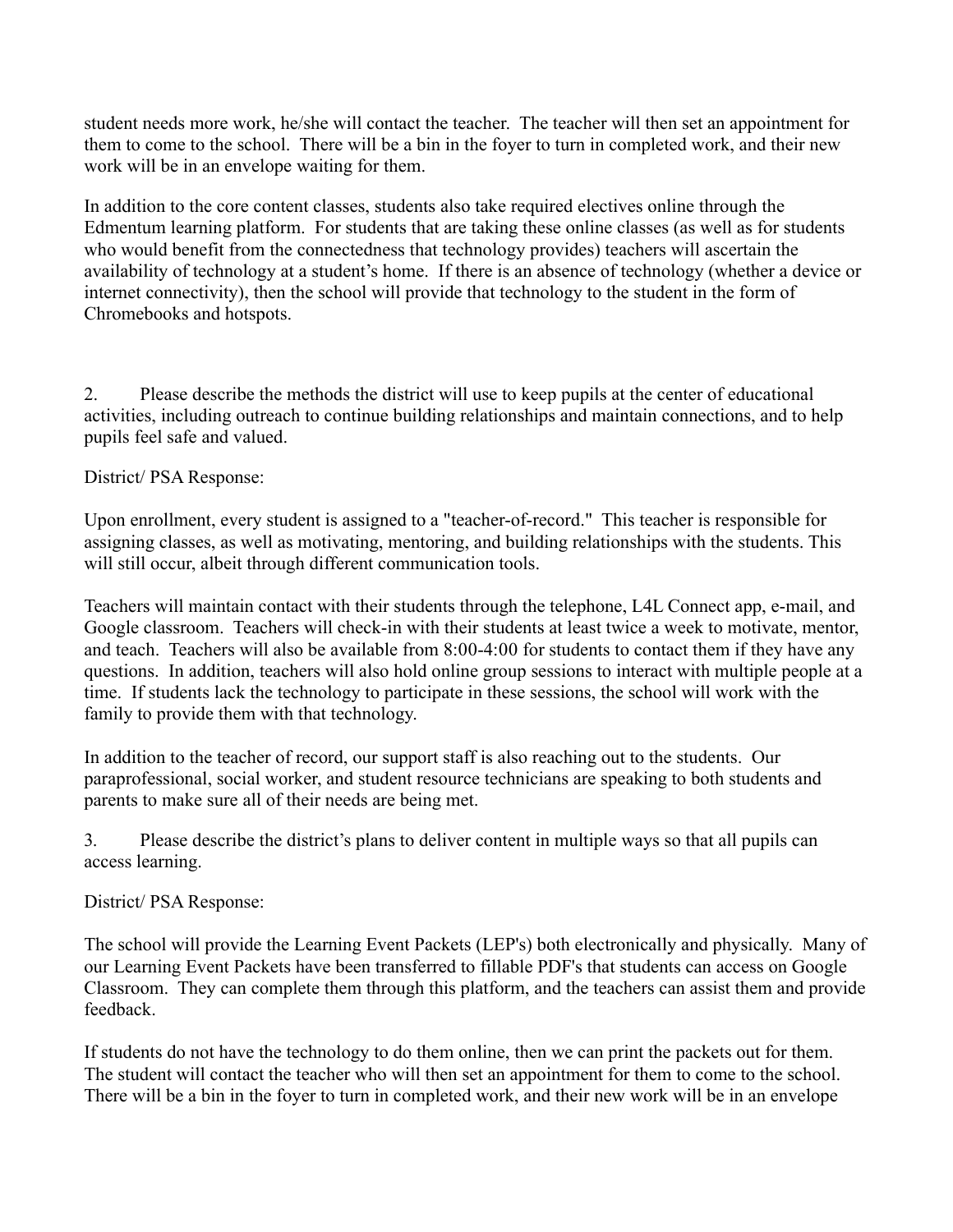student needs more work, he/she will contact the teacher. The teacher will then set an appointment for them to come to the school. There will be a bin in the foyer to turn in completed work, and their new work will be in an envelope waiting for them.

In addition to the core content classes, students also take required electives online through the Edmentum learning platform. For students that are taking these online classes (as well as for students who would benefit from the connectedness that technology provides) teachers will ascertain the availability of technology at a student's home. If there is an absence of technology (whether a device or internet connectivity), then the school will provide that technology to the student in the form of Chromebooks and hotspots.

2. Please describe the methods the district will use to keep pupils at the center of educational activities, including outreach to continue building relationships and maintain connections, and to help pupils feel safe and valued.

District/ PSA Response:

Upon enrollment, every student is assigned to a "teacher-of-record." This teacher is responsible for assigning classes, as well as motivating, mentoring, and building relationships with the students. This will still occur, albeit through different communication tools.

Teachers will maintain contact with their students through the telephone, L4L Connect app, e-mail, and Google classroom. Teachers will check-in with their students at least twice a week to motivate, mentor, and teach. Teachers will also be available from 8:00-4:00 for students to contact them if they have any questions. In addition, teachers will also hold online group sessions to interact with multiple people at a time. If students lack the technology to participate in these sessions, the school will work with the family to provide them with that technology.

In addition to the teacher of record, our support staff is also reaching out to the students. Our paraprofessional, social worker, and student resource technicians are speaking to both students and parents to make sure all of their needs are being met.

3. Please describe the district's plans to deliver content in multiple ways so that all pupils can access learning.

District/ PSA Response:

The school will provide the Learning Event Packets (LEP's) both electronically and physically. Many of our Learning Event Packets have been transferred to fillable PDF's that students can access on Google Classroom. They can complete them through this platform, and the teachers can assist them and provide feedback.

If students do not have the technology to do them online, then we can print the packets out for them. The student will contact the teacher who will then set an appointment for them to come to the school. There will be a bin in the foyer to turn in completed work, and their new work will be in an envelope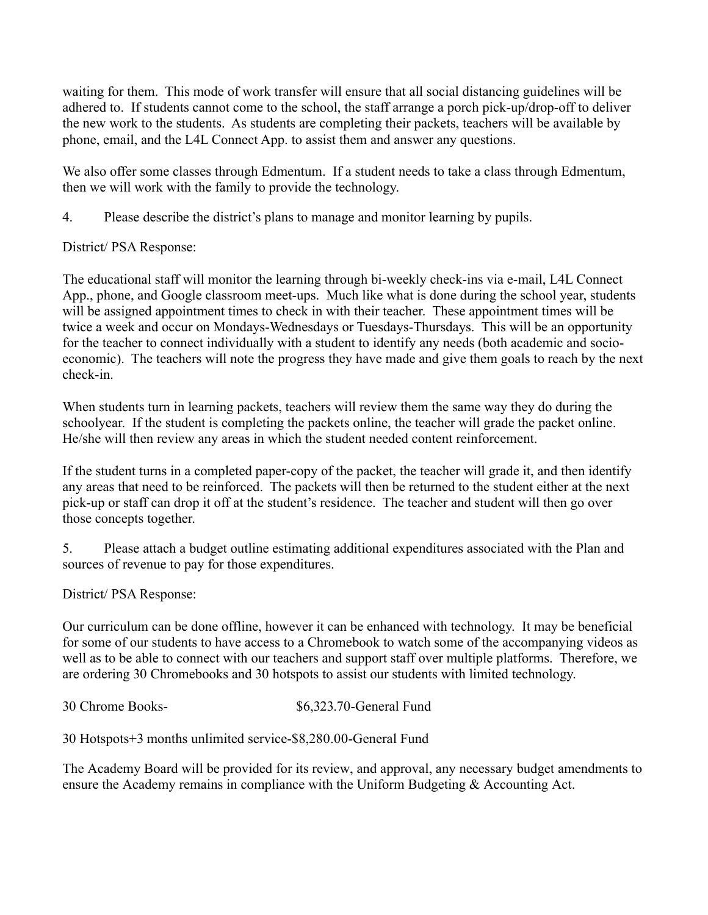waiting for them. This mode of work transfer will ensure that all social distancing guidelines will be adhered to. If students cannot come to the school, the staff arrange a porch pick-up/drop-off to deliver the new work to the students. As students are completing their packets, teachers will be available by phone, email, and the L4L Connect App. to assist them and answer any questions.

We also offer some classes through Edmentum. If a student needs to take a class through Edmentum, then we will work with the family to provide the technology.

4. Please describe the district's plans to manage and monitor learning by pupils.

District/ PSA Response:

The educational staff will monitor the learning through bi-weekly check-ins via e-mail, L4L Connect App., phone, and Google classroom meet-ups. Much like what is done during the school year, students will be assigned appointment times to check in with their teacher. These appointment times will be twice a week and occur on Mondays-Wednesdays or Tuesdays-Thursdays. This will be an opportunity for the teacher to connect individually with a student to identify any needs (both academic and socio-economic). The teachers will note the progress they have made and give them goals to reach by the next check-in.

When students turn in learning packets, teachers will review them the same way they do during the schoolyear. If the student is completing the packets online, the teacher will grade the packet online. He/she will then review any areas in which the student needed content reinforcement.

If the student turns in a completed paper-copy of the packet, the teacher will grade it, and then identify any areas that need to be reinforced. The packets will then be returned to the student either at the next pick-up or staff can drop it off at the student's residence. The teacher and student will then go over those concepts together.

5. Please attach a budget outline estimating additional expenditures associated with the Plan and sources of revenue to pay for those expenditures.

District/ PSA Response:

Our curriculum can be done offline, however it can be enhanced with technology. It may be beneficial for some of our students to have access to a Chromebook to watch some of the accompanying videos as well as to be able to connect with our teachers and support staff over multiple platforms. Therefore, we are ordering 30 Chromebooks and 30 hotspots to assist our students with limited technology.

30 Chrome Books- $6,323.70-General Fund

30 Hotspots+3 months unlimited service-$8,280.00-General Fund

The Academy Board will be provided for its review, and approval, any necessary budget amendments to ensure the Academy remains in compliance with the Uniform Budgeting & Accounting Act.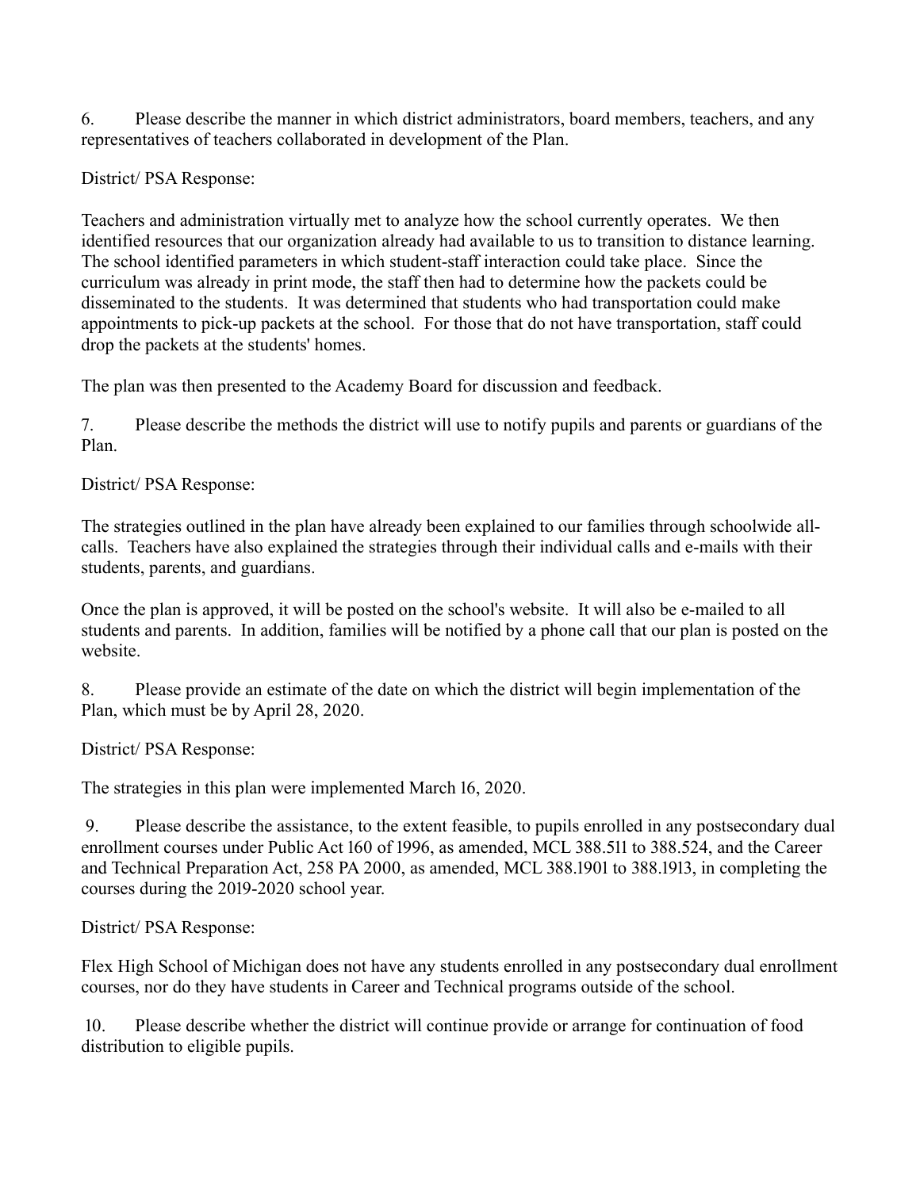6. Please describe the manner in which district administrators, board members, teachers, and any representatives of teachers collaborated in development of the Plan.

District/ PSA Response:

Teachers and administration virtually met to analyze how the school currently operates. We then identified resources that our organization already had available to us to transition to distance learning. The school identified parameters in which student-staff interaction could take place. Since the curriculum was already in print mode, the staff then had to determine how the packets could be disseminated to the students. It was determined that students who had transportation could make appointments to pick-up packets at the school. For those that do not have transportation, staff could drop the packets at the students' homes.

The plan was then presented to the Academy Board for discussion and feedback.

7. Please describe the methods the district will use to notify pupils and parents or guardians of the Plan.

District/ PSA Response:

The strategies outlined in the plan have already been explained to our families through schoolwide all-calls. Teachers have also explained the strategies through their individual calls and e-mails with their students, parents, and guardians.

Once the plan is approved, it will be posted on the school's website. It will also be e-mailed to all students and parents. In addition, families will be notified by a phone call that our plan is posted on the website.

8. Please provide an estimate of the date on which the district will begin implementation of the Plan, which must be by April 28, 2020.

District/ PSA Response:

The strategies in this plan were implemented March 16, 2020.

9. Please describe the assistance, to the extent feasible, to pupils enrolled in any postsecondary dual enrollment courses under Public Act 160 of 1996, as amended, MCL 388.511 to 388.524, and the Career and Technical Preparation Act, 258 PA 2000, as amended, MCL 388.1901 to 388.1913, in completing the courses during the 2019-2020 school year.

District/ PSA Response:

Flex High School of Michigan does not have any students enrolled in any postsecondary dual enrollment courses, nor do they have students in Career and Technical programs outside of the school.

10. Please describe whether the district will continue provide or arrange for continuation of food distribution to eligible pupils.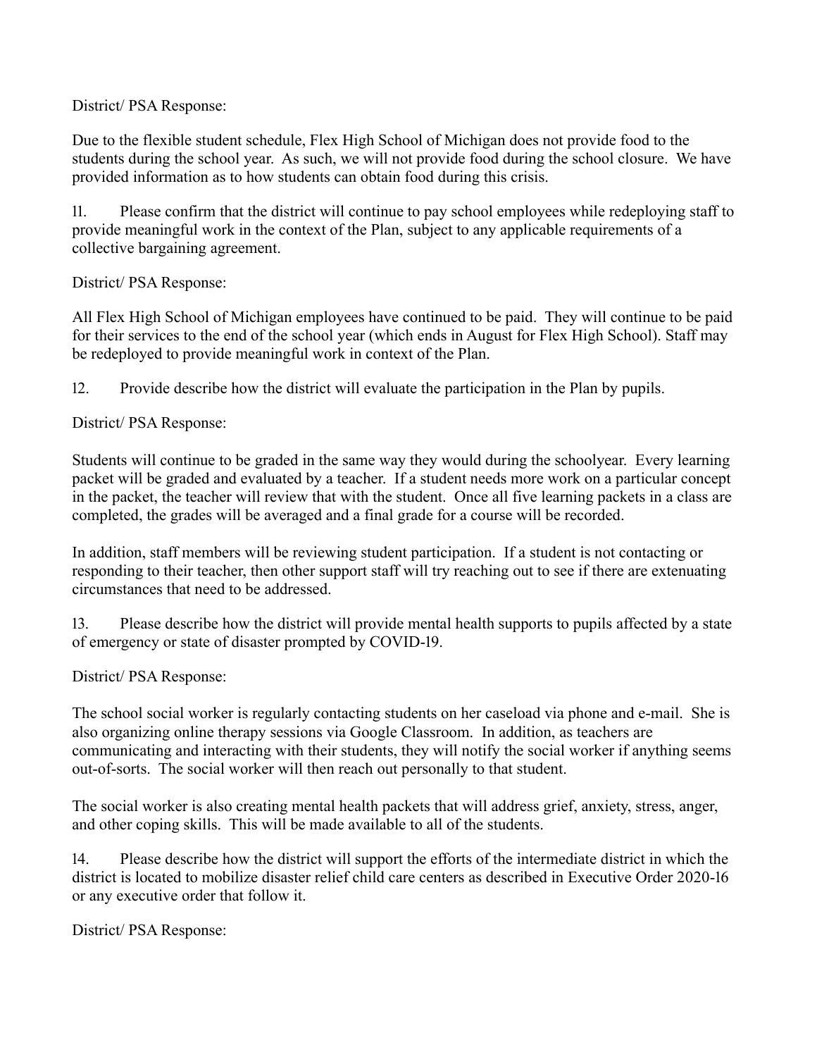District/ PSA Response:

Due to the flexible student schedule, Flex High School of Michigan does not provide food to the students during the school year. As such, we will not provide food during the school closure. We have provided information as to how students can obtain food during this crisis.

11. Please confirm that the district will continue to pay school employees while redeploying staff to provide meaningful work in the context of the Plan, subject to any applicable requirements of a collective bargaining agreement.

District/ PSA Response:

All Flex High School of Michigan employees have continued to be paid. They will continue to be paid for their services to the end of the school year (which ends in August for Flex High School). Staff may be redeployed to provide meaningful work in context of the Plan.

12. Provide describe how the district will evaluate the participation in the Plan by pupils.

District/ PSA Response:

Students will continue to be graded in the same way they would during the schoolyear. Every learning packet will be graded and evaluated by a teacher. If a student needs more work on a particular concept in the packet, the teacher will review that with the student. Once all five learning packets in a class are completed, the grades will be averaged and a final grade for a course will be recorded.

In addition, staff members will be reviewing student participation. If a student is not contacting or responding to their teacher, then other support staff will try reaching out to see if there are extenuating circumstances that need to be addressed.

13. Please describe how the district will provide mental health supports to pupils affected by a state of emergency or state of disaster prompted by COVID-19.

District/ PSA Response:

The school social worker is regularly contacting students on her caseload via phone and e-mail. She is also organizing online therapy sessions via Google Classroom. In addition, as teachers are communicating and interacting with their students, they will notify the social worker if anything seems out-of-sorts. The social worker will then reach out personally to that student.

The social worker is also creating mental health packets that will address grief, anxiety, stress, anger, and other coping skills. This will be made available to all of the students.

14. Please describe how the district will support the efforts of the intermediate district in which the district is located to mobilize disaster relief child care centers as described in Executive Order 2020-16 or any executive order that follow it.

District/ PSA Response: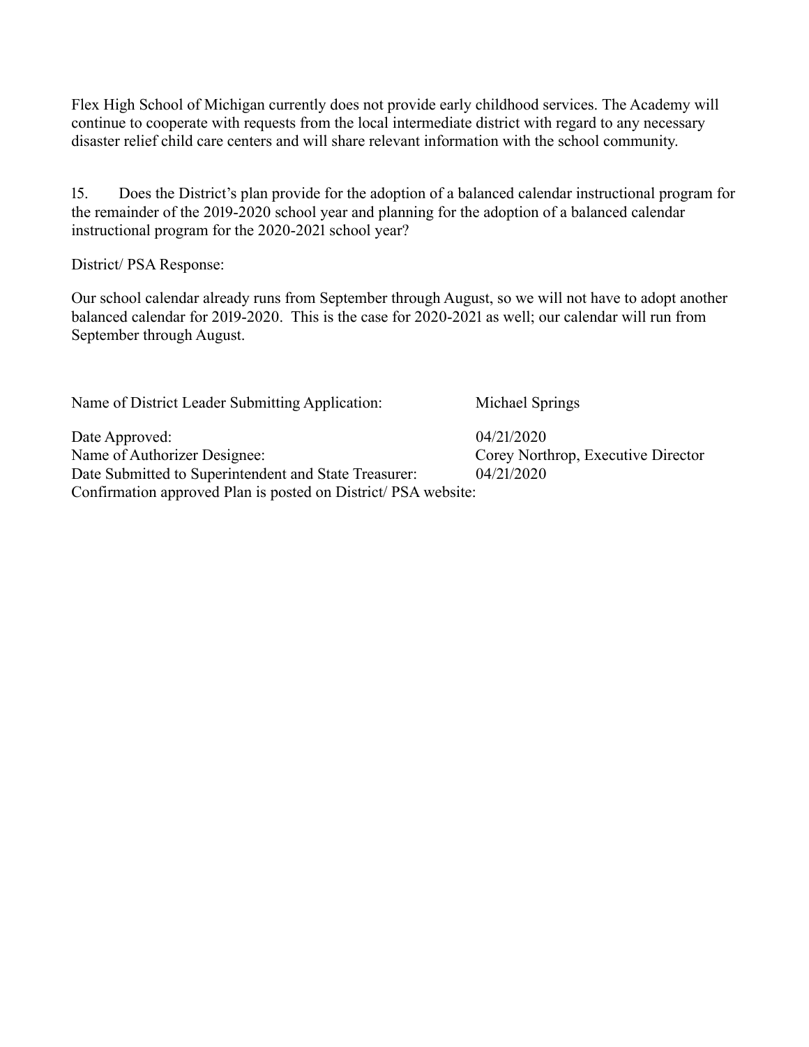Flex High School of Michigan currently does not provide early childhood services. The Academy will continue to cooperate with requests from the local intermediate district with regard to any necessary disaster relief child care centers and will share relevant information with the school community.

15. Does the District's plan provide for the adoption of a balanced calendar instructional program for the remainder of the 2019-2020 school year and planning for the adoption of a balanced calendar instructional program for the 2020-2021 school year?

District/ PSA Response:

Our school calendar already runs from September through August, so we will not have to adopt another balanced calendar for 2019-2020. This is the case for 2020-2021 as well; our calendar will run from September through August.

Name of District Leader Submitting Application: Michael Springs

Date Approved: 04/21/2020

Name of Authorizer Designee: Corey Northrop, Executive Director

Date Submitted to Superintendent and State Treasurer: 04/21/2020

Confirmation approved Plan is posted on District/ PSA website: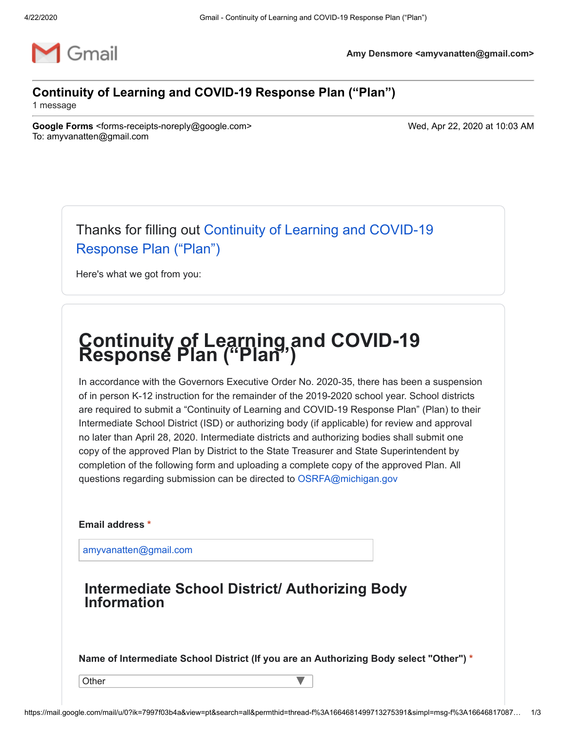Amy Densmore <amyvanatten@gmail.com>

# Continuity of Learning and COVID-19 Response Plan (“Plan”)

1 message

**Google Forms** <forms-receipts-noreply@google.com>
To: amyvanatten@gmail.com

Wed, Apr 22, 2020 at 10:03 AM

Thanks for filling out Continuity of Learning and COVID-19 Response Plan (“Plan”)

Here's what we got from you:

## Continuity of Learning and COVID-19 Response Plan (“Plan”)

In accordance with the Governors Executive Order No. 2020-35, there has been a suspension of in person K-12 instruction for the remainder of the 2019-2020 school year. School districts are required to submit a “Continuity of Learning and COVID-19 Response Plan” (Plan) to their Intermediate School District (ISD) or authorizing body (if applicable) for review and approval no later than April 28, 2020. Intermediate districts and authorizing bodies shall submit one copy of the approved Plan by District to the State Treasurer and State Superintendent by completion of the following form and uploading a complete copy of the approved Plan. All questions regarding submission can be directed to OSRFA@michigan.gov

**Email address** *

amyvanatten@gmail.com

### Intermediate School District/ Authorizing Body Information

**Name of Intermediate School District (If you are an Authorizing Body select "Other")** *

Other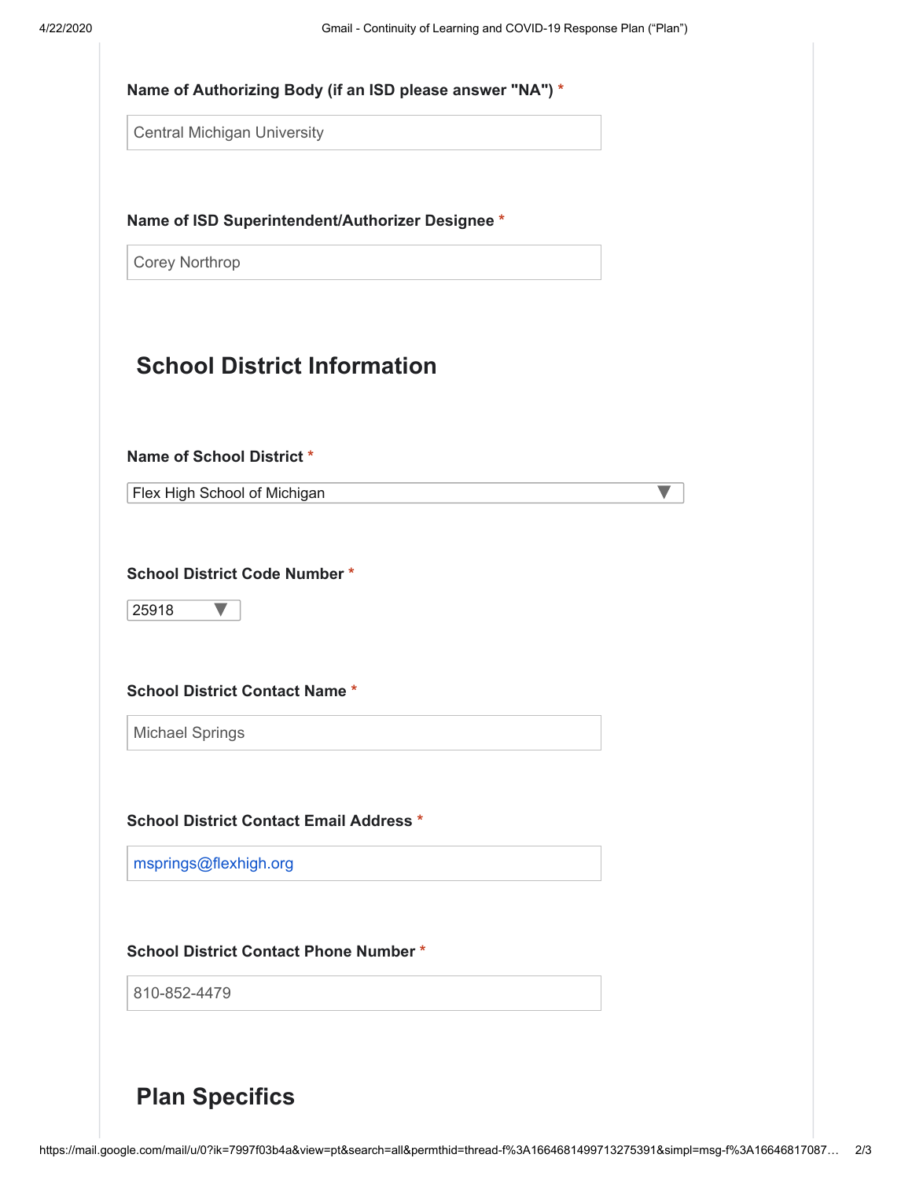**Name of Authorizing Body (if an ISD please answer "NA")** *

Central Michigan University

**Name of ISD Superintendent/Authorizer Designee** *

Corey Northrop

## School District Information

**Name of School District** *

Flex High School of Michigan

**School District Code Number** *

25918

**School District Contact Name** *

Michael Springs

**School District Contact Email Address** *

msprings@flexhigh.org

**School District Contact Phone Number** *

810-852-4479

## Plan Specifics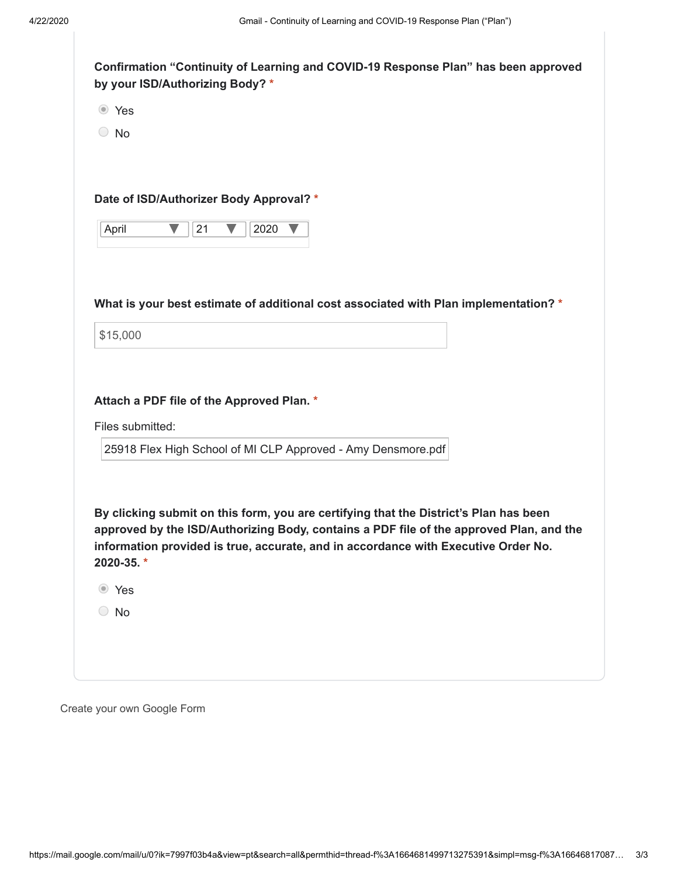**Confirmation "Continuity of Learning and COVID-19 Response Plan" has been approved by your ISD/Authorizing Body?** *

- (●) Yes
- ( ) No

**Date of ISD/Authorizer Body Approval?** *

April 21 2020

**What is your best estimate of additional cost associated with Plan implementation?** *

$15,000

**Attach a PDF file of the Approved Plan.** *

Files submitted:

25918 Flex High School of MI CLP Approved - Amy Densmore.pdf

**By clicking submit on this form, you are certifying that the District's Plan has been approved by the ISD/Authorizing Body, contains a PDF file of the approved Plan, and the information provided is true, accurate, and in accordance with Executive Order No. 2020-35.** *

- (●) Yes
- ( ) No

Create your own Google Form